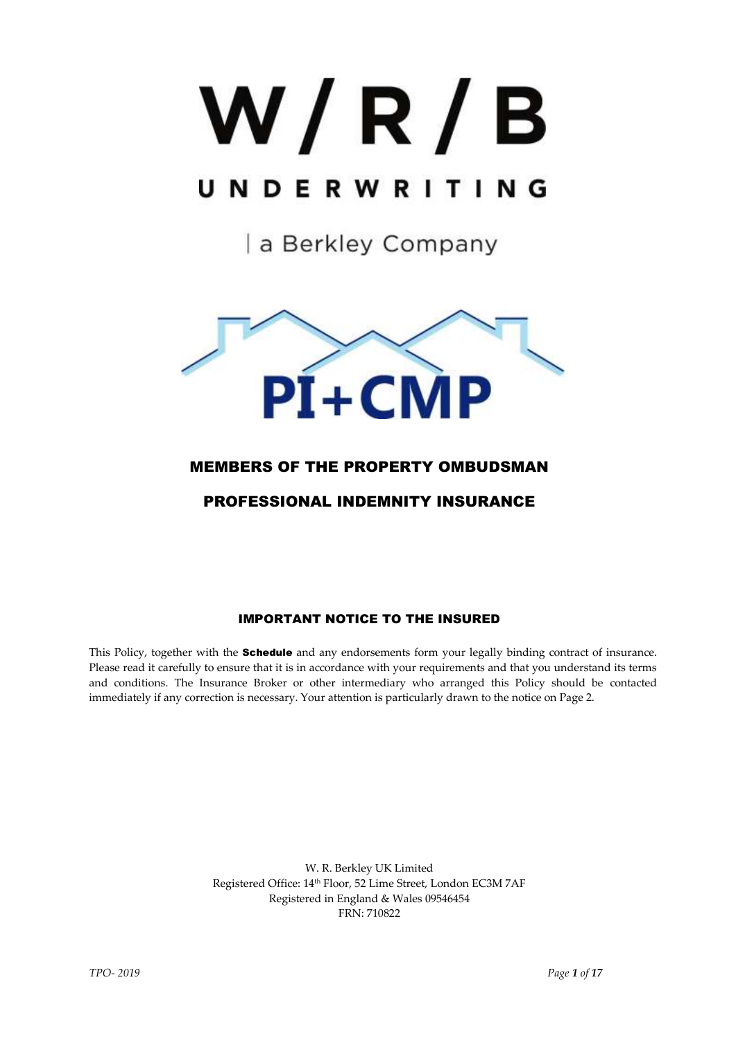# W / R / B

UNDERWRITING

| a Berkley Company

PI+CMP

## MEMBERS OF THE PROPERTY OMBUDSMAN

## PROFESSIONAL INDEMNITY INSURANCE

### IMPORTANT NOTICE TO THE INSURED

This Policy, together with the **Schedule** and any endorsements form your legally binding contract of insurance. Please read it carefully to ensure that it is in accordance with your requirements and that you understand its terms and conditions. The Insurance Broker or other intermediary who arranged this Policy should be contacted immediately if any correction is necessary. Your attention is particularly drawn to the notice on Page 2.

W. R. Berkley UK Limited
Registered Office: 14th Floor, 52 Lime Street, London EC3M 7AF
Registered in England & Wales 09546454
FRN: 710822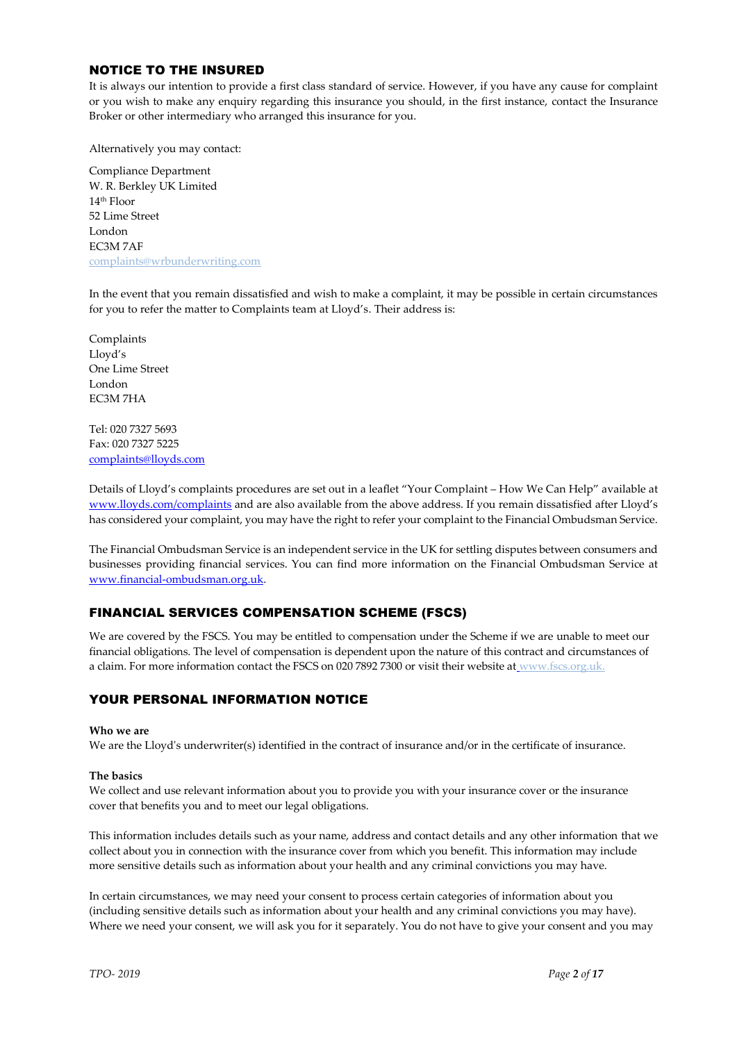## NOTICE TO THE INSURED

It is always our intention to provide a first class standard of service. However, if you have any cause for complaint or you wish to make any enquiry regarding this insurance you should, in the first instance, contact the Insurance Broker or other intermediary who arranged this insurance for you.

Alternatively you may contact:

Compliance Department
W. R. Berkley UK Limited
14th Floor
52 Lime Street
London
EC3M 7AF
complaints@wrbunderwriting.com

In the event that you remain dissatisfied and wish to make a complaint, it may be possible in certain circumstances for you to refer the matter to Complaints team at Lloyd's. Their address is:

Complaints
Lloyd's
One Lime Street
London
EC3M 7HA

Tel: 020 7327 5693
Fax: 020 7327 5225
complaints@lloyds.com

Details of Lloyd's complaints procedures are set out in a leaflet "Your Complaint – How We Can Help" available at www.lloyds.com/complaints and are also available from the above address. If you remain dissatisfied after Lloyd's has considered your complaint, you may have the right to refer your complaint to the Financial Ombudsman Service.

The Financial Ombudsman Service is an independent service in the UK for settling disputes between consumers and businesses providing financial services. You can find more information on the Financial Ombudsman Service at www.financial-ombudsman.org.uk.

## FINANCIAL SERVICES COMPENSATION SCHEME (FSCS)

We are covered by the FSCS. You may be entitled to compensation under the Scheme if we are unable to meet our financial obligations. The level of compensation is dependent upon the nature of this contract and circumstances of a claim. For more information contact the FSCS on 020 7892 7300 or visit their website at www.fscs.org.uk.

## YOUR PERSONAL INFORMATION NOTICE

**Who we are**
We are the Lloyd's underwriter(s) identified in the contract of insurance and/or in the certificate of insurance.

**The basics**
We collect and use relevant information about you to provide you with your insurance cover or the insurance cover that benefits you and to meet our legal obligations.

This information includes details such as your name, address and contact details and any other information that we collect about you in connection with the insurance cover from which you benefit. This information may include more sensitive details such as information about your health and any criminal convictions you may have.

In certain circumstances, we may need your consent to process certain categories of information about you (including sensitive details such as information about your health and any criminal convictions you may have). Where we need your consent, we will ask you for it separately. You do not have to give your consent and you may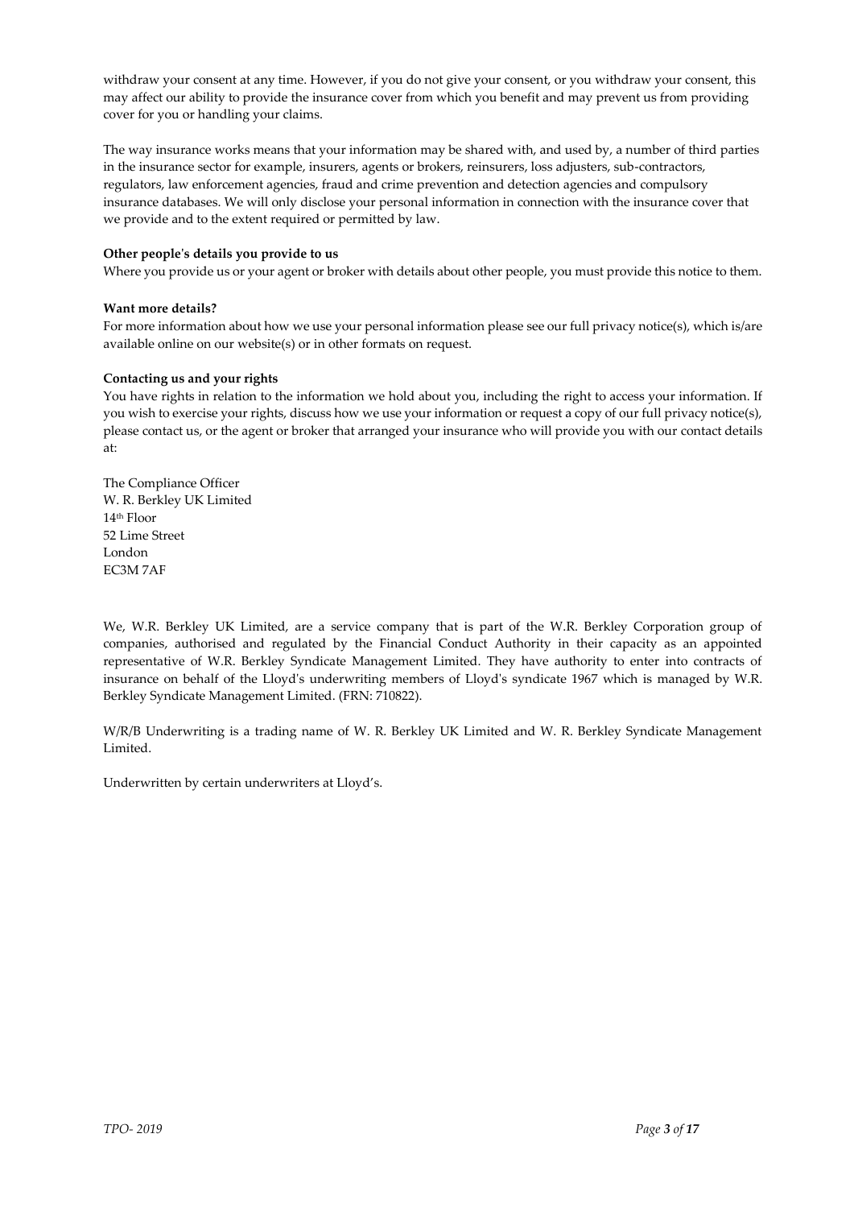withdraw your consent at any time. However, if you do not give your consent, or you withdraw your consent, this may affect our ability to provide the insurance cover from which you benefit and may prevent us from providing cover for you or handling your claims.

The way insurance works means that your information may be shared with, and used by, a number of third parties in the insurance sector for example, insurers, agents or brokers, reinsurers, loss adjusters, sub-contractors, regulators, law enforcement agencies, fraud and crime prevention and detection agencies and compulsory insurance databases. We will only disclose your personal information in connection with the insurance cover that we provide and to the extent required or permitted by law.

**Other people's details you provide to us**

Where you provide us or your agent or broker with details about other people, you must provide this notice to them.

**Want more details?**

For more information about how we use your personal information please see our full privacy notice(s), which is/are available online on our website(s) or in other formats on request.

**Contacting us and your rights**

You have rights in relation to the information we hold about you, including the right to access your information. If you wish to exercise your rights, discuss how we use your information or request a copy of our full privacy notice(s), please contact us, or the agent or broker that arranged your insurance who will provide you with our contact details at:

The Compliance Officer
W. R. Berkley UK Limited
14th Floor
52 Lime Street
London
EC3M 7AF

We, W.R. Berkley UK Limited, are a service company that is part of the W.R. Berkley Corporation group of companies, authorised and regulated by the Financial Conduct Authority in their capacity as an appointed representative of W.R. Berkley Syndicate Management Limited. They have authority to enter into contracts of insurance on behalf of the Lloyd's underwriting members of Lloyd's syndicate 1967 which is managed by W.R. Berkley Syndicate Management Limited. (FRN: 710822).

W/R/B Underwriting is a trading name of W. R. Berkley UK Limited and W. R. Berkley Syndicate Management Limited.

Underwritten by certain underwriters at Lloyd's.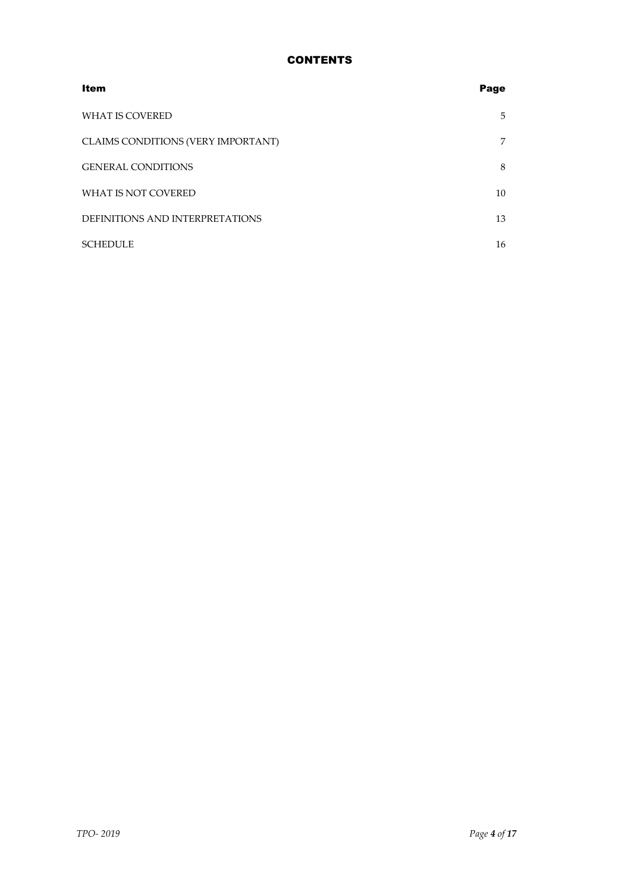# CONTENTS

| Item | Page |
|---|---|
| WHAT IS COVERED | 5 |
| CLAIMS CONDITIONS (VERY IMPORTANT) | 7 |
| GENERAL CONDITIONS | 8 |
| WHAT IS NOT COVERED | 10 |
| DEFINITIONS AND INTERPRETATIONS | 13 |
| SCHEDULE | 16 |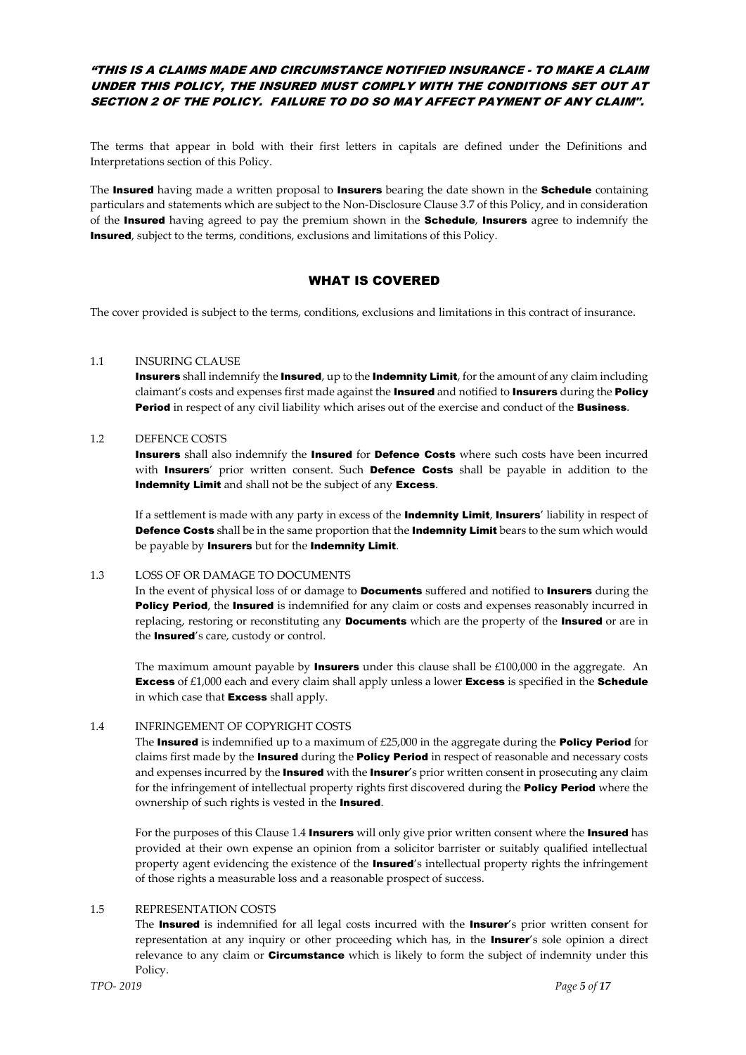**"THIS IS A CLAIMS MADE AND CIRCUMSTANCE NOTIFIED INSURANCE - TO MAKE A CLAIM UNDER THIS POLICY, THE INSURED MUST COMPLY WITH THE CONDITIONS SET OUT AT SECTION 2 OF THE POLICY. FAILURE TO DO SO MAY AFFECT PAYMENT OF ANY CLAIM".**

The terms that appear in bold with their first letters in capitals are defined under the Definitions and Interpretations section of this Policy.

The **Insured** having made a written proposal to **Insurers** bearing the date shown in the **Schedule** containing particulars and statements which are subject to the Non-Disclosure Clause 3.7 of this Policy, and in consideration of the **Insured** having agreed to pay the premium shown in the **Schedule**, **Insurers** agree to indemnify the **Insured**, subject to the terms, conditions, exclusions and limitations of this Policy.

## WHAT IS COVERED

The cover provided is subject to the terms, conditions, exclusions and limitations in this contract of insurance.

### 1.1 INSURING CLAUSE

**Insurers** shall indemnify the **Insured**, up to the **Indemnity Limit**, for the amount of any claim including claimant's costs and expenses first made against the **Insured** and notified to **Insurers** during the **Policy Period** in respect of any civil liability which arises out of the exercise and conduct of the **Business**.

### 1.2 DEFENCE COSTS

**Insurers** shall also indemnify the **Insured** for **Defence Costs** where such costs have been incurred with **Insurers**' prior written consent. Such **Defence Costs** shall be payable in addition to the **Indemnity Limit** and shall not be the subject of any **Excess**.

If a settlement is made with any party in excess of the **Indemnity Limit**, **Insurers**' liability in respect of **Defence Costs** shall be in the same proportion that the **Indemnity Limit** bears to the sum which would be payable by **Insurers** but for the **Indemnity Limit**.

### 1.3 LOSS OF OR DAMAGE TO DOCUMENTS

In the event of physical loss of or damage to **Documents** suffered and notified to **Insurers** during the **Policy Period**, the **Insured** is indemnified for any claim or costs and expenses reasonably incurred in replacing, restoring or reconstituting any **Documents** which are the property of the **Insured** or are in the **Insured**'s care, custody or control.

The maximum amount payable by **Insurers** under this clause shall be £100,000 in the aggregate. An **Excess** of £1,000 each and every claim shall apply unless a lower **Excess** is specified in the **Schedule** in which case that **Excess** shall apply.

### 1.4 INFRINGEMENT OF COPYRIGHT COSTS

The **Insured** is indemnified up to a maximum of £25,000 in the aggregate during the **Policy Period** for claims first made by the **Insured** during the **Policy Period** in respect of reasonable and necessary costs and expenses incurred by the **Insured** with the **Insurer**'s prior written consent in prosecuting any claim for the infringement of intellectual property rights first discovered during the **Policy Period** where the ownership of such rights is vested in the **Insured**.

For the purposes of this Clause 1.4 **Insurers** will only give prior written consent where the **Insured** has provided at their own expense an opinion from a solicitor barrister or suitably qualified intellectual property agent evidencing the existence of the **Insured**'s intellectual property rights the infringement of those rights a measurable loss and a reasonable prospect of success.

### 1.5 REPRESENTATION COSTS

The **Insured** is indemnified for all legal costs incurred with the **Insurer**'s prior written consent for representation at any inquiry or other proceeding which has, in the **Insurer**'s sole opinion a direct relevance to any claim or **Circumstance** which is likely to form the subject of indemnity under this Policy.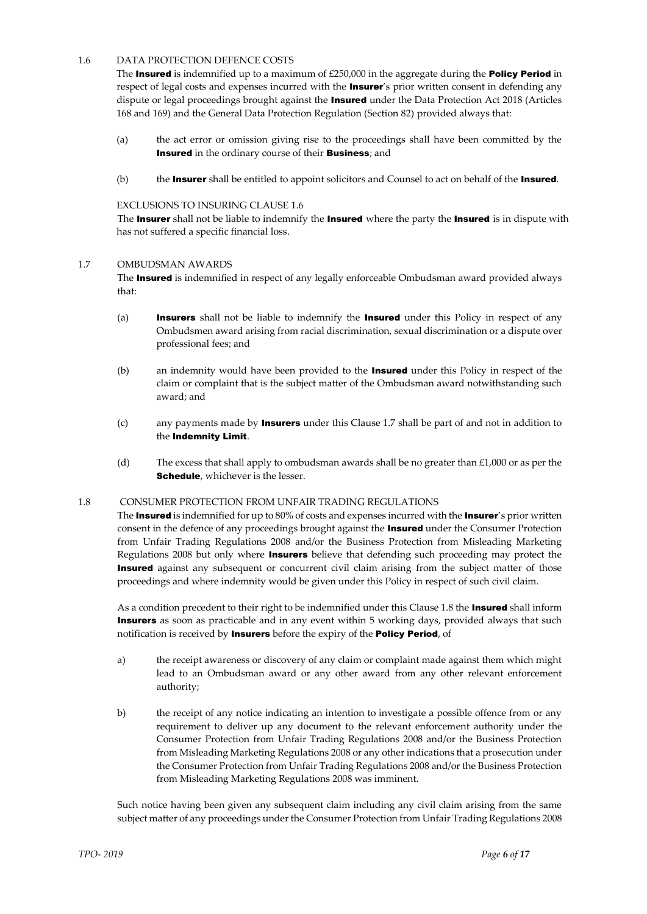### 1.6 DATA PROTECTION DEFENCE COSTS

The **Insured** is indemnified up to a maximum of £250,000 in the aggregate during the **Policy Period** in respect of legal costs and expenses incurred with the **Insurer**'s prior written consent in defending any dispute or legal proceedings brought against the **Insured** under the Data Protection Act 2018 (Articles 168 and 169) and the General Data Protection Regulation (Section 82) provided always that:

(a) the act error or omission giving rise to the proceedings shall have been committed by the **Insured** in the ordinary course of their **Business**; and

(b) the **Insurer** shall be entitled to appoint solicitors and Counsel to act on behalf of the **Insured**.

EXCLUSIONS TO INSURING CLAUSE 1.6

The **Insurer** shall not be liable to indemnify the **Insured** where the party the **Insured** is in dispute with has not suffered a specific financial loss.

### 1.7 OMBUDSMAN AWARDS

The **Insured** is indemnified in respect of any legally enforceable Ombudsman award provided always that:

(a) **Insurers** shall not be liable to indemnify the **Insured** under this Policy in respect of any Ombudsmen award arising from racial discrimination, sexual discrimination or a dispute over professional fees; and

(b) an indemnity would have been provided to the **Insured** under this Policy in respect of the claim or complaint that is the subject matter of the Ombudsman award notwithstanding such award; and

(c) any payments made by **Insurers** under this Clause 1.7 shall be part of and not in addition to the **Indemnity Limit**.

(d) The excess that shall apply to ombudsman awards shall be no greater than £1,000 or as per the **Schedule**, whichever is the lesser.

### 1.8 CONSUMER PROTECTION FROM UNFAIR TRADING REGULATIONS

The **Insured** is indemnified for up to 80% of costs and expenses incurred with the **Insurer**'s prior written consent in the defence of any proceedings brought against the **Insured** under the Consumer Protection from Unfair Trading Regulations 2008 and/or the Business Protection from Misleading Marketing Regulations 2008 but only where **Insurers** believe that defending such proceeding may protect the **Insured** against any subsequent or concurrent civil claim arising from the subject matter of those proceedings and where indemnity would be given under this Policy in respect of such civil claim.

As a condition precedent to their right to be indemnified under this Clause 1.8 the **Insured** shall inform **Insurers** as soon as practicable and in any event within 5 working days, provided always that such notification is received by **Insurers** before the expiry of the **Policy Period**, of

a) the receipt awareness or discovery of any claim or complaint made against them which might lead to an Ombudsman award or any other award from any other relevant enforcement authority;

b) the receipt of any notice indicating an intention to investigate a possible offence from or any requirement to deliver up any document to the relevant enforcement authority under the Consumer Protection from Unfair Trading Regulations 2008 and/or the Business Protection from Misleading Marketing Regulations 2008 or any other indications that a prosecution under the Consumer Protection from Unfair Trading Regulations 2008 and/or the Business Protection from Misleading Marketing Regulations 2008 was imminent.

Such notice having been given any subsequent claim including any civil claim arising from the same subject matter of any proceedings under the Consumer Protection from Unfair Trading Regulations 2008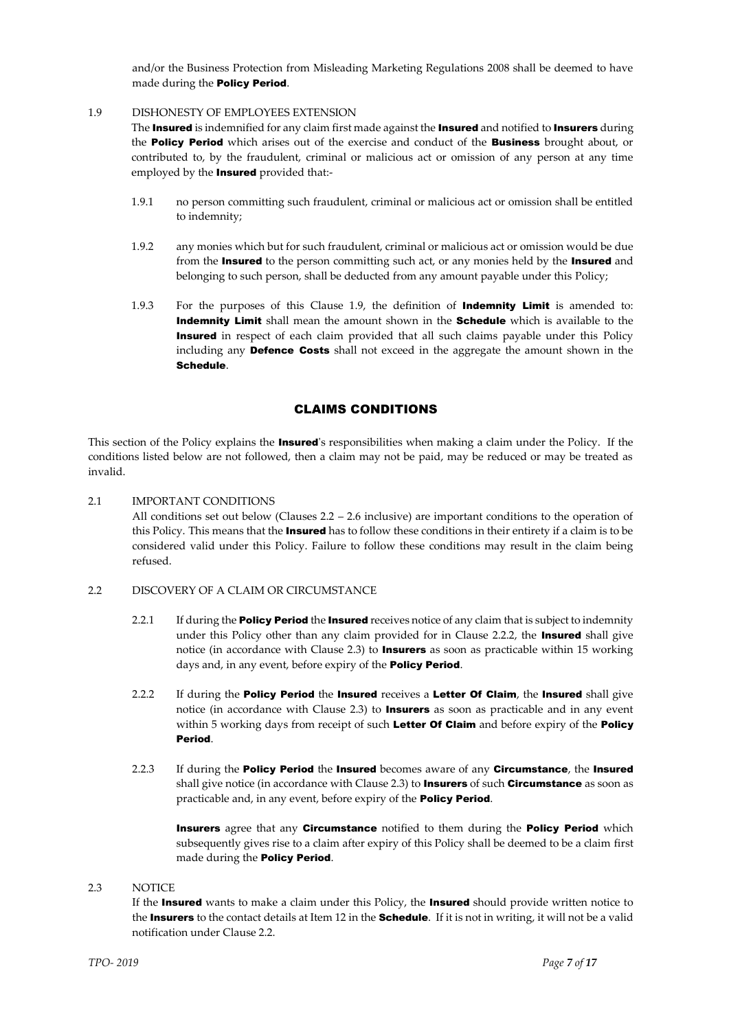and/or the Business Protection from Misleading Marketing Regulations 2008 shall be deemed to have made during the **Policy Period**.

1.9 DISHONESTY OF EMPLOYEES EXTENSION

The **Insured** is indemnified for any claim first made against the **Insured** and notified to **Insurers** during the **Policy Period** which arises out of the exercise and conduct of the **Business** brought about, or contributed to, by the fraudulent, criminal or malicious act or omission of any person at any time employed by the **Insured** provided that:-

1.9.1 no person committing such fraudulent, criminal or malicious act or omission shall be entitled to indemnity;

1.9.2 any monies which but for such fraudulent, criminal or malicious act or omission would be due from the **Insured** to the person committing such act, or any monies held by the **Insured** and belonging to such person, shall be deducted from any amount payable under this Policy;

1.9.3 For the purposes of this Clause 1.9, the definition of **Indemnity Limit** is amended to: **Indemnity Limit** shall mean the amount shown in the **Schedule** which is available to the **Insured** in respect of each claim provided that all such claims payable under this Policy including any **Defence Costs** shall not exceed in the aggregate the amount shown in the **Schedule**.

## CLAIMS CONDITIONS

This section of the Policy explains the **Insured**'s responsibilities when making a claim under the Policy. If the conditions listed below are not followed, then a claim may not be paid, may be reduced or may be treated as invalid.

2.1 IMPORTANT CONDITIONS

All conditions set out below (Clauses 2.2 – 2.6 inclusive) are important conditions to the operation of this Policy. This means that the **Insured** has to follow these conditions in their entirety if a claim is to be considered valid under this Policy. Failure to follow these conditions may result in the claim being refused.

2.2 DISCOVERY OF A CLAIM OR CIRCUMSTANCE

2.2.1 If during the **Policy Period** the **Insured** receives notice of any claim that is subject to indemnity under this Policy other than any claim provided for in Clause 2.2.2, the **Insured** shall give notice (in accordance with Clause 2.3) to **Insurers** as soon as practicable within 15 working days and, in any event, before expiry of the **Policy Period**.

2.2.2 If during the **Policy Period** the **Insured** receives a **Letter Of Claim**, the **Insured** shall give notice (in accordance with Clause 2.3) to **Insurers** as soon as practicable and in any event within 5 working days from receipt of such **Letter Of Claim** and before expiry of the **Policy Period**.

2.2.3 If during the **Policy Period** the **Insured** becomes aware of any **Circumstance**, the **Insured** shall give notice (in accordance with Clause 2.3) to **Insurers** of such **Circumstance** as soon as practicable and, in any event, before expiry of the **Policy Period**.

**Insurers** agree that any **Circumstance** notified to them during the **Policy Period** which subsequently gives rise to a claim after expiry of this Policy shall be deemed to be a claim first made during the **Policy Period**.

2.3 NOTICE

If the **Insured** wants to make a claim under this Policy, the **Insured** should provide written notice to the **Insurers** to the contact details at Item 12 in the **Schedule**. If it is not in writing, it will not be a valid notification under Clause 2.2.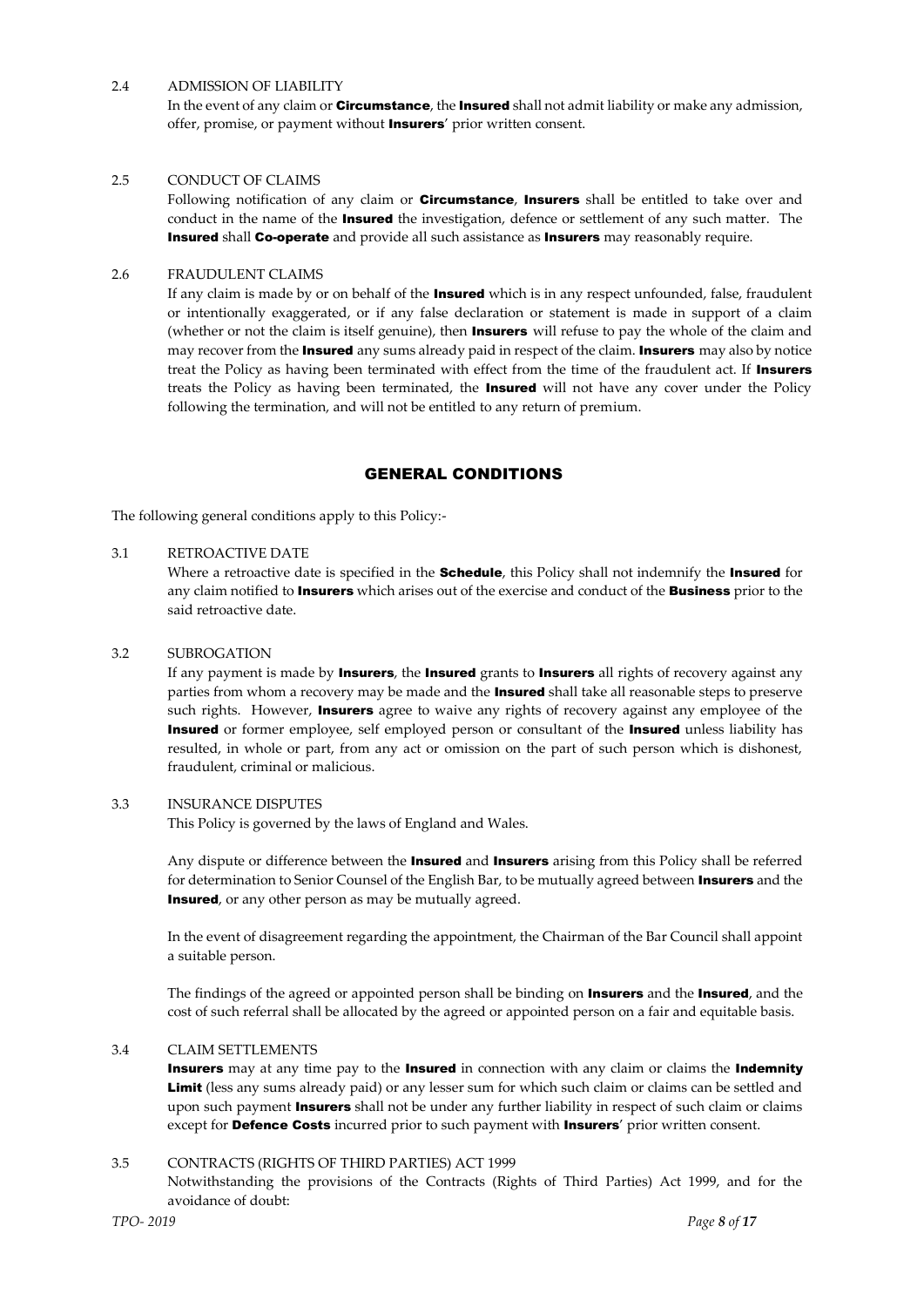2.4 ADMISSION OF LIABILITY

In the event of any claim or **Circumstance**, the **Insured** shall not admit liability or make any admission, offer, promise, or payment without **Insurers**' prior written consent.

2.5 CONDUCT OF CLAIMS

Following notification of any claim or **Circumstance**, **Insurers** shall be entitled to take over and conduct in the name of the **Insured** the investigation, defence or settlement of any such matter. The **Insured** shall **Co-operate** and provide all such assistance as **Insurers** may reasonably require.

2.6 FRAUDULENT CLAIMS

If any claim is made by or on behalf of the **Insured** which is in any respect unfounded, false, fraudulent or intentionally exaggerated, or if any false declaration or statement is made in support of a claim (whether or not the claim is itself genuine), then **Insurers** will refuse to pay the whole of the claim and may recover from the **Insured** any sums already paid in respect of the claim. **Insurers** may also by notice treat the Policy as having been terminated with effect from the time of the fraudulent act. If **Insurers** treats the Policy as having been terminated, the **Insured** will not have any cover under the Policy following the termination, and will not be entitled to any return of premium.

## GENERAL CONDITIONS

The following general conditions apply to this Policy:-

3.1 RETROACTIVE DATE

Where a retroactive date is specified in the **Schedule**, this Policy shall not indemnify the **Insured** for any claim notified to **Insurers** which arises out of the exercise and conduct of the **Business** prior to the said retroactive date.

3.2 SUBROGATION

If any payment is made by **Insurers**, the **Insured** grants to **Insurers** all rights of recovery against any parties from whom a recovery may be made and the **Insured** shall take all reasonable steps to preserve such rights. However, **Insurers** agree to waive any rights of recovery against any employee of the **Insured** or former employee, self employed person or consultant of the **Insured** unless liability has resulted, in whole or part, from any act or omission on the part of such person which is dishonest, fraudulent, criminal or malicious.

3.3 INSURANCE DISPUTES

This Policy is governed by the laws of England and Wales.

Any dispute or difference between the **Insured** and **Insurers** arising from this Policy shall be referred for determination to Senior Counsel of the English Bar, to be mutually agreed between **Insurers** and the **Insured**, or any other person as may be mutually agreed.

In the event of disagreement regarding the appointment, the Chairman of the Bar Council shall appoint a suitable person.

The findings of the agreed or appointed person shall be binding on **Insurers** and the **Insured**, and the cost of such referral shall be allocated by the agreed or appointed person on a fair and equitable basis.

3.4 CLAIM SETTLEMENTS

**Insurers** may at any time pay to the **Insured** in connection with any claim or claims the **Indemnity Limit** (less any sums already paid) or any lesser sum for which such claim or claims can be settled and upon such payment **Insurers** shall not be under any further liability in respect of such claim or claims except for **Defence Costs** incurred prior to such payment with **Insurers**' prior written consent.

3.5 CONTRACTS (RIGHTS OF THIRD PARTIES) ACT 1999

Notwithstanding the provisions of the Contracts (Rights of Third Parties) Act 1999, and for the avoidance of doubt: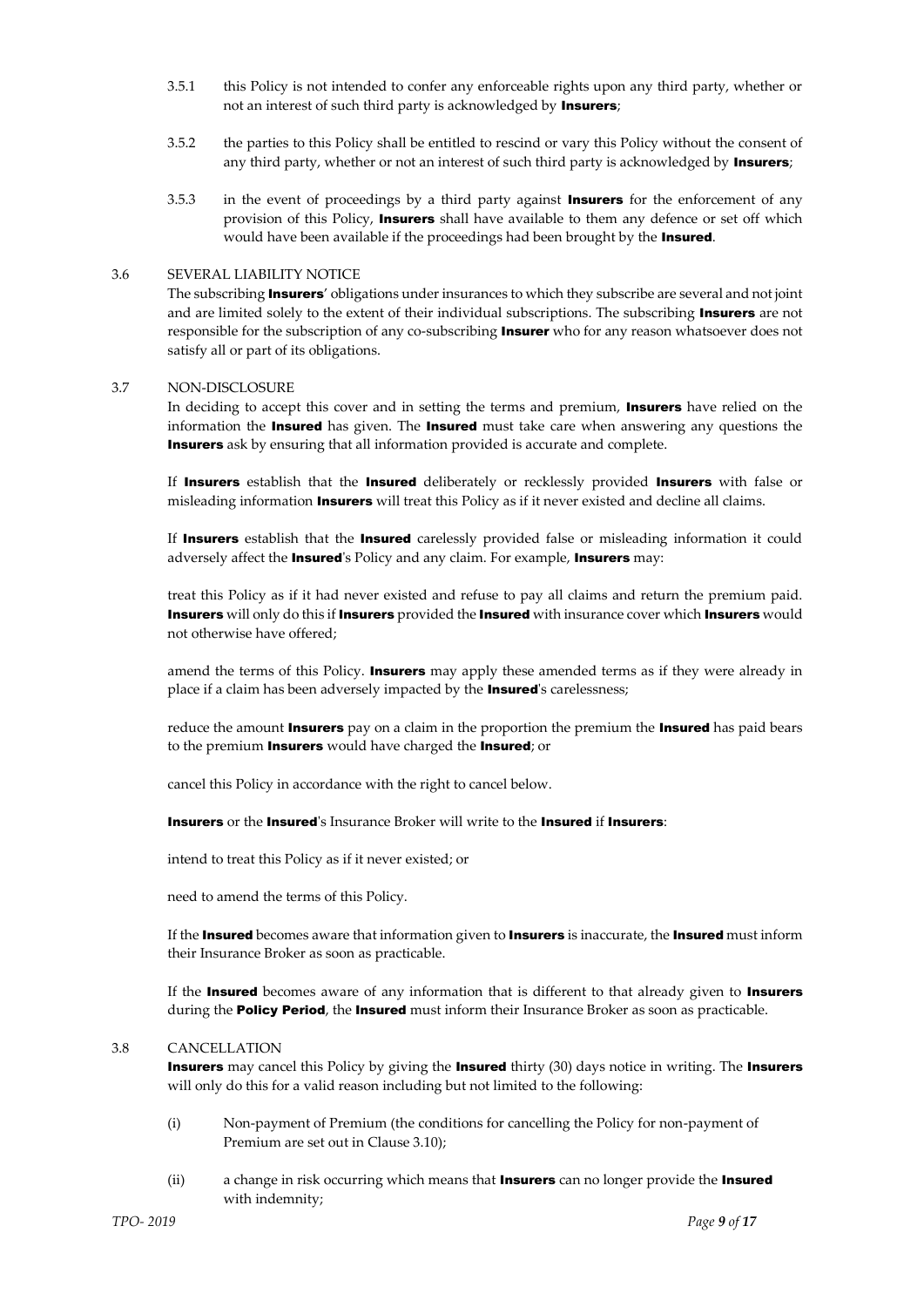3.5.1 this Policy is not intended to confer any enforceable rights upon any third party, whether or not an interest of such third party is acknowledged by **Insurers**;

3.5.2 the parties to this Policy shall be entitled to rescind or vary this Policy without the consent of any third party, whether or not an interest of such third party is acknowledged by **Insurers**;

3.5.3 in the event of proceedings by a third party against **Insurers** for the enforcement of any provision of this Policy, **Insurers** shall have available to them any defence or set off which would have been available if the proceedings had been brought by the **Insured**.

3.6 SEVERAL LIABILITY NOTICE

The subscribing **Insurers**' obligations under insurances to which they subscribe are several and not joint and are limited solely to the extent of their individual subscriptions. The subscribing **Insurers** are not responsible for the subscription of any co-subscribing **Insurer** who for any reason whatsoever does not satisfy all or part of its obligations.

3.7 NON-DISCLOSURE

In deciding to accept this cover and in setting the terms and premium, **Insurers** have relied on the information the **Insured** has given. The **Insured** must take care when answering any questions the **Insurers** ask by ensuring that all information provided is accurate and complete.

If **Insurers** establish that the **Insured** deliberately or recklessly provided **Insurers** with false or misleading information **Insurers** will treat this Policy as if it never existed and decline all claims.

If **Insurers** establish that the **Insured** carelessly provided false or misleading information it could adversely affect the **Insured**'s Policy and any claim. For example, **Insurers** may:

treat this Policy as if it had never existed and refuse to pay all claims and return the premium paid. **Insurers** will only do this if **Insurers** provided the **Insured** with insurance cover which **Insurers** would not otherwise have offered;

amend the terms of this Policy. **Insurers** may apply these amended terms as if they were already in place if a claim has been adversely impacted by the **Insured**'s carelessness;

reduce the amount **Insurers** pay on a claim in the proportion the premium the **Insured** has paid bears to the premium **Insurers** would have charged the **Insured**; or

cancel this Policy in accordance with the right to cancel below.

**Insurers** or the **Insured**'s Insurance Broker will write to the **Insured** if **Insurers**:

intend to treat this Policy as if it never existed; or

need to amend the terms of this Policy.

If the **Insured** becomes aware that information given to **Insurers** is inaccurate, the **Insured** must inform their Insurance Broker as soon as practicable.

If the **Insured** becomes aware of any information that is different to that already given to **Insurers** during the **Policy Period**, the **Insured** must inform their Insurance Broker as soon as practicable.

3.8 CANCELLATION

**Insurers** may cancel this Policy by giving the **Insured** thirty (30) days notice in writing. The **Insurers** will only do this for a valid reason including but not limited to the following:

(i) Non-payment of Premium (the conditions for cancelling the Policy for non-payment of Premium are set out in Clause 3.10);

(ii) a change in risk occurring which means that **Insurers** can no longer provide the **Insured** with indemnity;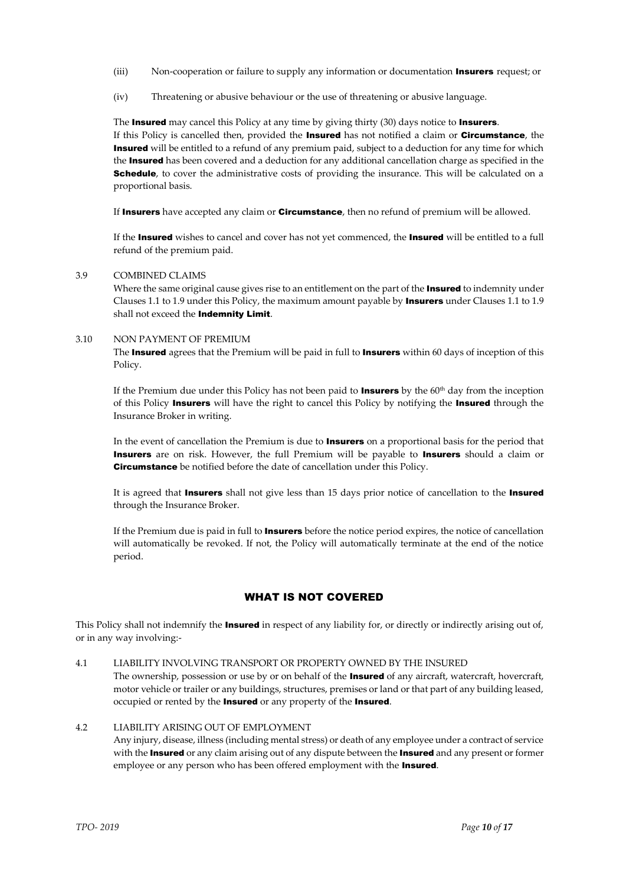(iii) Non-cooperation or failure to supply any information or documentation **Insurers** request; or

(iv) Threatening or abusive behaviour or the use of threatening or abusive language.

The **Insured** may cancel this Policy at any time by giving thirty (30) days notice to **Insurers**. If this Policy is cancelled then, provided the **Insured** has not notified a claim or **Circumstance**, the **Insured** will be entitled to a refund of any premium paid, subject to a deduction for any time for which the **Insured** has been covered and a deduction for any additional cancellation charge as specified in the **Schedule**, to cover the administrative costs of providing the insurance. This will be calculated on a proportional basis.

If **Insurers** have accepted any claim or **Circumstance**, then no refund of premium will be allowed.

If the **Insured** wishes to cancel and cover has not yet commenced, the **Insured** will be entitled to a full refund of the premium paid.

3.9 COMBINED CLAIMS

Where the same original cause gives rise to an entitlement on the part of the **Insured** to indemnity under Clauses 1.1 to 1.9 under this Policy, the maximum amount payable by **Insurers** under Clauses 1.1 to 1.9 shall not exceed the **Indemnity Limit**.

3.10 NON PAYMENT OF PREMIUM

The **Insured** agrees that the Premium will be paid in full to **Insurers** within 60 days of inception of this Policy.

If the Premium due under this Policy has not been paid to **Insurers** by the 60th day from the inception of this Policy **Insurers** will have the right to cancel this Policy by notifying the **Insured** through the Insurance Broker in writing.

In the event of cancellation the Premium is due to **Insurers** on a proportional basis for the period that **Insurers** are on risk. However, the full Premium will be payable to **Insurers** should a claim or **Circumstance** be notified before the date of cancellation under this Policy.

It is agreed that **Insurers** shall not give less than 15 days prior notice of cancellation to the **Insured** through the Insurance Broker.

If the Premium due is paid in full to **Insurers** before the notice period expires, the notice of cancellation will automatically be revoked. If not, the Policy will automatically terminate at the end of the notice period.

## WHAT IS NOT COVERED

This Policy shall not indemnify the **Insured** in respect of any liability for, or directly or indirectly arising out of, or in any way involving:-

4.1 LIABILITY INVOLVING TRANSPORT OR PROPERTY OWNED BY THE INSURED

The ownership, possession or use by or on behalf of the **Insured** of any aircraft, watercraft, hovercraft, motor vehicle or trailer or any buildings, structures, premises or land or that part of any building leased, occupied or rented by the **Insured** or any property of the **Insured**.

4.2 LIABILITY ARISING OUT OF EMPLOYMENT

Any injury, disease, illness (including mental stress) or death of any employee under a contract of service with the **Insured** or any claim arising out of any dispute between the **Insured** and any present or former employee or any person who has been offered employment with the **Insured**.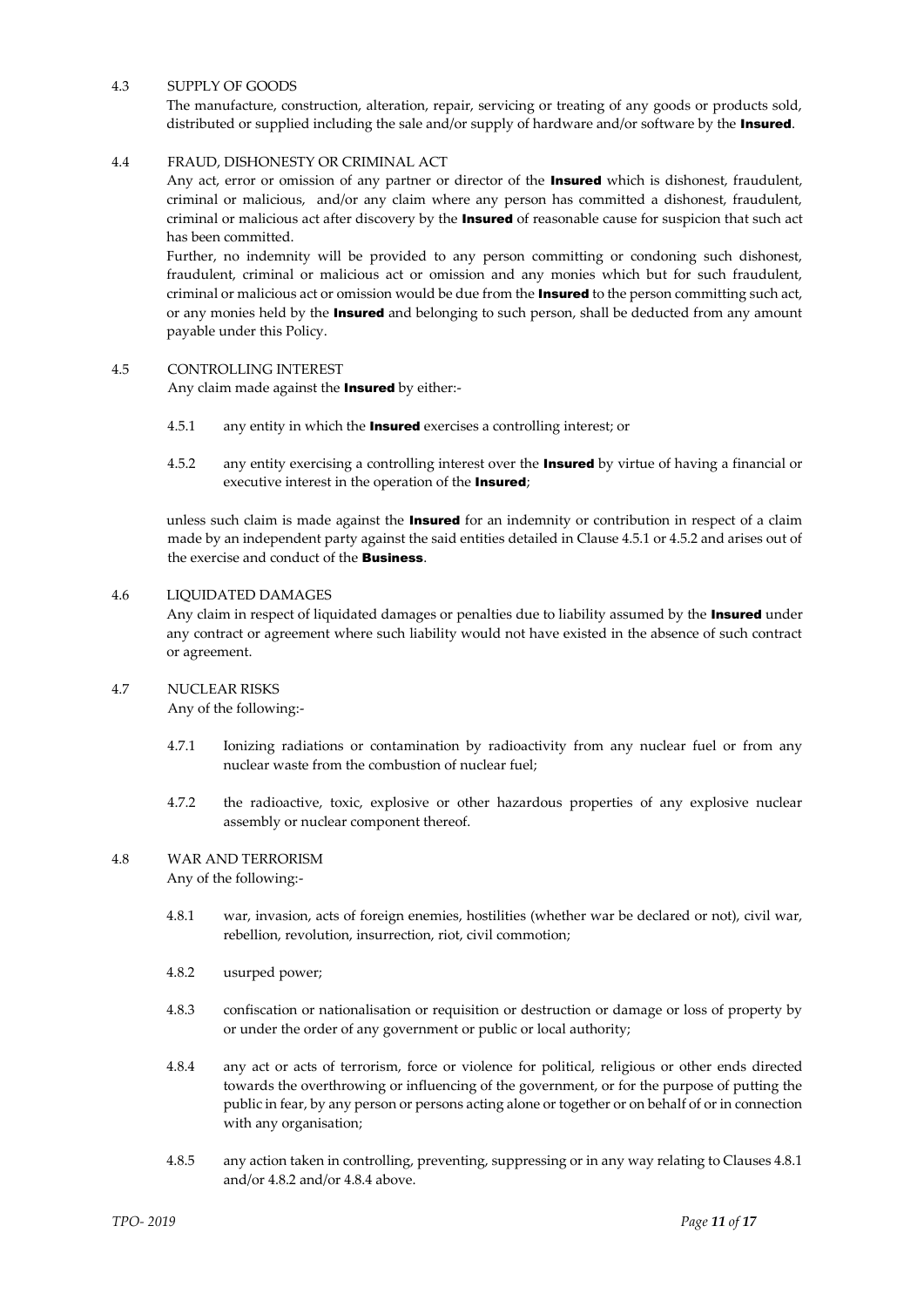4.3 SUPPLY OF GOODS

The manufacture, construction, alteration, repair, servicing or treating of any goods or products sold, distributed or supplied including the sale and/or supply of hardware and/or software by the **Insured**.

4.4 FRAUD, DISHONESTY OR CRIMINAL ACT

Any act, error or omission of any partner or director of the **Insured** which is dishonest, fraudulent, criminal or malicious, and/or any claim where any person has committed a dishonest, fraudulent, criminal or malicious act after discovery by the **Insured** of reasonable cause for suspicion that such act has been committed.

Further, no indemnity will be provided to any person committing or condoning such dishonest, fraudulent, criminal or malicious act or omission and any monies which but for such fraudulent, criminal or malicious act or omission would be due from the **Insured** to the person committing such act, or any monies held by the **Insured** and belonging to such person, shall be deducted from any amount payable under this Policy.

4.5 CONTROLLING INTEREST

Any claim made against the **Insured** by either:-

4.5.1 any entity in which the **Insured** exercises a controlling interest; or

4.5.2 any entity exercising a controlling interest over the **Insured** by virtue of having a financial or executive interest in the operation of the **Insured**;

unless such claim is made against the **Insured** for an indemnity or contribution in respect of a claim made by an independent party against the said entities detailed in Clause 4.5.1 or 4.5.2 and arises out of the exercise and conduct of the **Business**.

4.6 LIQUIDATED DAMAGES

Any claim in respect of liquidated damages or penalties due to liability assumed by the **Insured** under any contract or agreement where such liability would not have existed in the absence of such contract or agreement.

4.7 NUCLEAR RISKS

Any of the following:-

4.7.1 Ionizing radiations or contamination by radioactivity from any nuclear fuel or from any nuclear waste from the combustion of nuclear fuel;

4.7.2 the radioactive, toxic, explosive or other hazardous properties of any explosive nuclear assembly or nuclear component thereof.

4.8 WAR AND TERRORISM

Any of the following:-

4.8.1 war, invasion, acts of foreign enemies, hostilities (whether war be declared or not), civil war, rebellion, revolution, insurrection, riot, civil commotion;

4.8.2 usurped power;

4.8.3 confiscation or nationalisation or requisition or destruction or damage or loss of property by or under the order of any government or public or local authority;

4.8.4 any act or acts of terrorism, force or violence for political, religious or other ends directed towards the overthrowing or influencing of the government, or for the purpose of putting the public in fear, by any person or persons acting alone or together or on behalf of or in connection with any organisation;

4.8.5 any action taken in controlling, preventing, suppressing or in any way relating to Clauses 4.8.1 and/or 4.8.2 and/or 4.8.4 above.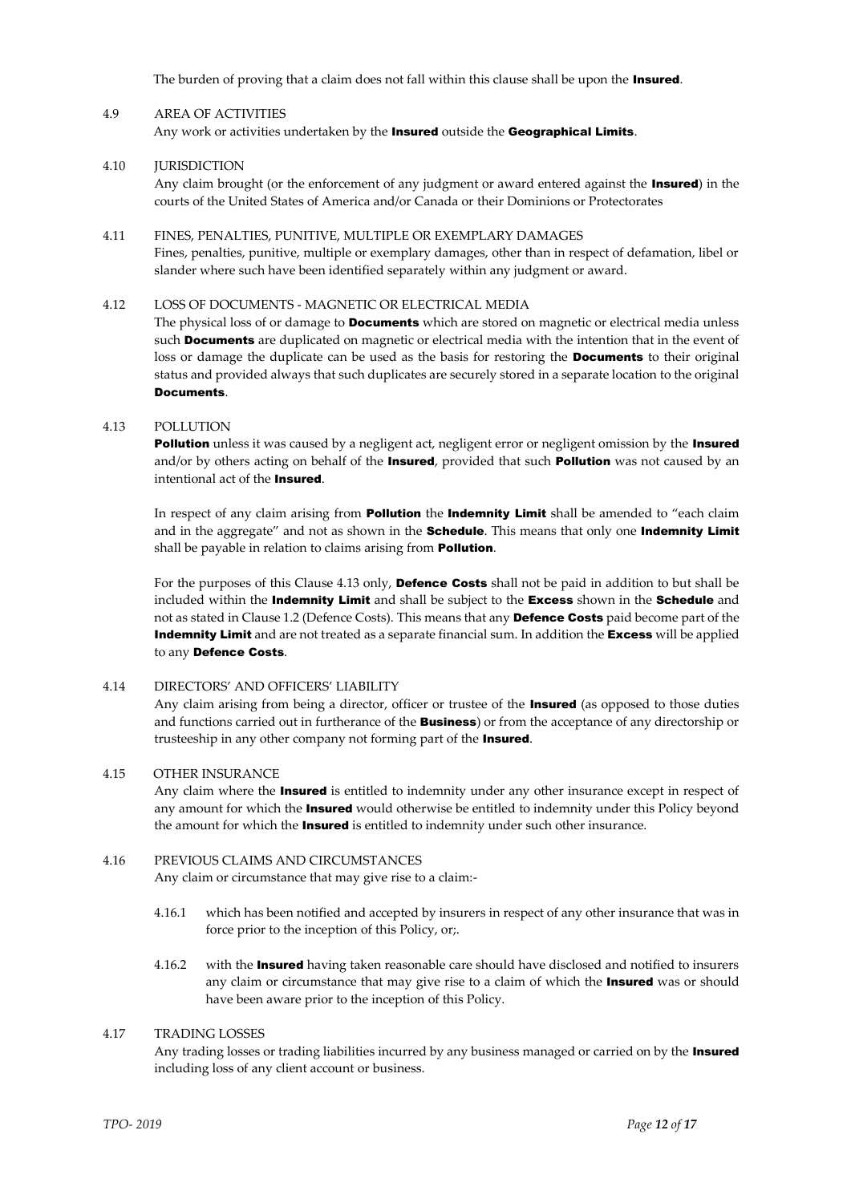The burden of proving that a claim does not fall within this clause shall be upon the **Insured**.

4.9 AREA OF ACTIVITIES

Any work or activities undertaken by the **Insured** outside the **Geographical Limits**.

4.10 JURISDICTION

Any claim brought (or the enforcement of any judgment or award entered against the **Insured**) in the courts of the United States of America and/or Canada or their Dominions or Protectorates

4.11 FINES, PENALTIES, PUNITIVE, MULTIPLE OR EXEMPLARY DAMAGES

Fines, penalties, punitive, multiple or exemplary damages, other than in respect of defamation, libel or slander where such have been identified separately within any judgment or award.

4.12 LOSS OF DOCUMENTS - MAGNETIC OR ELECTRICAL MEDIA

The physical loss of or damage to **Documents** which are stored on magnetic or electrical media unless such **Documents** are duplicated on magnetic or electrical media with the intention that in the event of loss or damage the duplicate can be used as the basis for restoring the **Documents** to their original status and provided always that such duplicates are securely stored in a separate location to the original **Documents**.

4.13 POLLUTION

**Pollution** unless it was caused by a negligent act, negligent error or negligent omission by the **Insured** and/or by others acting on behalf of the **Insured**, provided that such **Pollution** was not caused by an intentional act of the **Insured**.

In respect of any claim arising from **Pollution** the **Indemnity Limit** shall be amended to "each claim and in the aggregate" and not as shown in the **Schedule**. This means that only one **Indemnity Limit** shall be payable in relation to claims arising from **Pollution**.

For the purposes of this Clause 4.13 only, **Defence Costs** shall not be paid in addition to but shall be included within the **Indemnity Limit** and shall be subject to the **Excess** shown in the **Schedule** and not as stated in Clause 1.2 (Defence Costs). This means that any **Defence Costs** paid become part of the **Indemnity Limit** and are not treated as a separate financial sum. In addition the **Excess** will be applied to any **Defence Costs**.

4.14 DIRECTORS' AND OFFICERS' LIABILITY

Any claim arising from being a director, officer or trustee of the **Insured** (as opposed to those duties and functions carried out in furtherance of the **Business**) or from the acceptance of any directorship or trusteeship in any other company not forming part of the **Insured**.

4.15 OTHER INSURANCE

Any claim where the **Insured** is entitled to indemnity under any other insurance except in respect of any amount for which the **Insured** would otherwise be entitled to indemnity under this Policy beyond the amount for which the **Insured** is entitled to indemnity under such other insurance.

4.16 PREVIOUS CLAIMS AND CIRCUMSTANCES

Any claim or circumstance that may give rise to a claim:-

4.16.1 which has been notified and accepted by insurers in respect of any other insurance that was in force prior to the inception of this Policy, or;.

4.16.2 with the **Insured** having taken reasonable care should have disclosed and notified to insurers any claim or circumstance that may give rise to a claim of which the **Insured** was or should have been aware prior to the inception of this Policy.

4.17 TRADING LOSSES

Any trading losses or trading liabilities incurred by any business managed or carried on by the **Insured** including loss of any client account or business.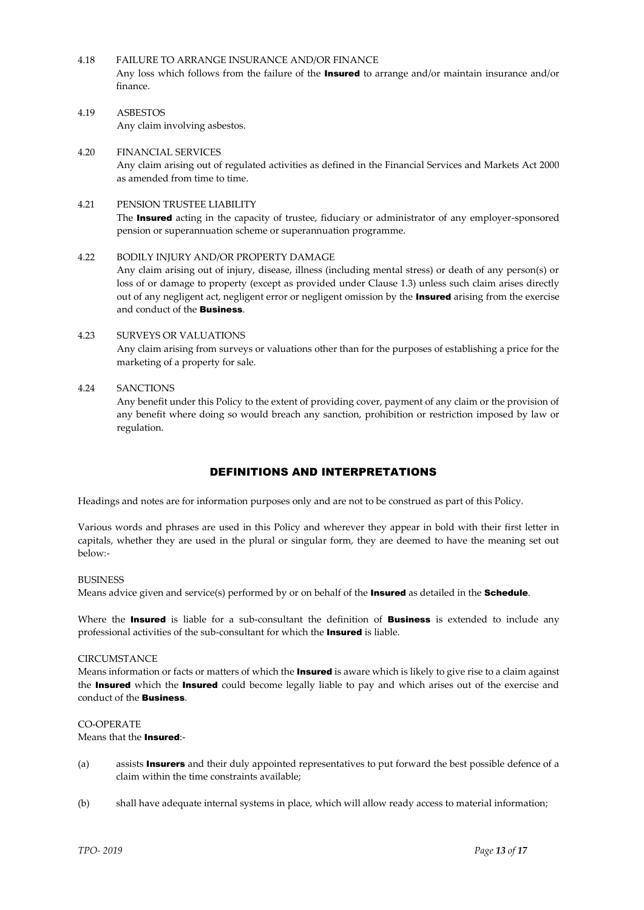4.18 FAILURE TO ARRANGE INSURANCE AND/OR FINANCE

Any loss which follows from the failure of the **Insured** to arrange and/or maintain insurance and/or finance.

4.19 ASBESTOS

Any claim involving asbestos.

4.20 FINANCIAL SERVICES

Any claim arising out of regulated activities as defined in the Financial Services and Markets Act 2000 as amended from time to time.

4.21 PENSION TRUSTEE LIABILITY

The **Insured** acting in the capacity of trustee, fiduciary or administrator of any employer-sponsored pension or superannuation scheme or superannuation programme.

4.22 BODILY INJURY AND/OR PROPERTY DAMAGE

Any claim arising out of injury, disease, illness (including mental stress) or death of any person(s) or loss of or damage to property (except as provided under Clause 1.3) unless such claim arises directly out of any negligent act, negligent error or negligent omission by the **Insured** arising from the exercise and conduct of the **Business**.

4.23 SURVEYS OR VALUATIONS

Any claim arising from surveys or valuations other than for the purposes of establishing a price for the marketing of a property for sale.

4.24 SANCTIONS

Any benefit under this Policy to the extent of providing cover, payment of any claim or the provision of any benefit where doing so would breach any sanction, prohibition or restriction imposed by law or regulation.

## DEFINITIONS AND INTERPRETATIONS

Headings and notes are for information purposes only and are not to be construed as part of this Policy.

Various words and phrases are used in this Policy and wherever they appear in bold with their first letter in capitals, whether they are used in the plural or singular form, they are deemed to have the meaning set out below:-

BUSINESS

Means advice given and service(s) performed by or on behalf of the **Insured** as detailed in the **Schedule**.

Where the **Insured** is liable for a sub-consultant the definition of **Business** is extended to include any professional activities of the sub-consultant for which the **Insured** is liable.

CIRCUMSTANCE

Means information or facts or matters of which the **Insured** is aware which is likely to give rise to a claim against the **Insured** which the **Insured** could become legally liable to pay and which arises out of the exercise and conduct of the **Business**.

CO-OPERATE

Means that the **Insured**:-

(a) assists **Insurers** and their duly appointed representatives to put forward the best possible defence of a claim within the time constraints available;

(b) shall have adequate internal systems in place, which will allow ready access to material information;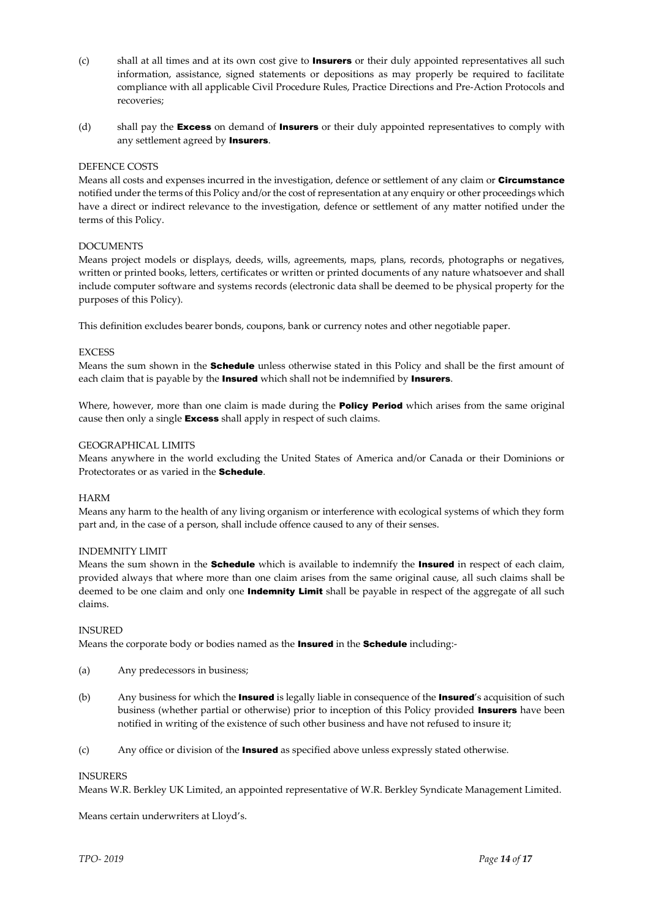(c) shall at all times and at its own cost give to **Insurers** or their duly appointed representatives all such information, assistance, signed statements or depositions as may properly be required to facilitate compliance with all applicable Civil Procedure Rules, Practice Directions and Pre-Action Protocols and recoveries;

(d) shall pay the **Excess** on demand of **Insurers** or their duly appointed representatives to comply with any settlement agreed by **Insurers**.

DEFENCE COSTS

Means all costs and expenses incurred in the investigation, defence or settlement of any claim or **Circumstance** notified under the terms of this Policy and/or the cost of representation at any enquiry or other proceedings which have a direct or indirect relevance to the investigation, defence or settlement of any matter notified under the terms of this Policy.

DOCUMENTS

Means project models or displays, deeds, wills, agreements, maps, plans, records, photographs or negatives, written or printed books, letters, certificates or written or printed documents of any nature whatsoever and shall include computer software and systems records (electronic data shall be deemed to be physical property for the purposes of this Policy).

This definition excludes bearer bonds, coupons, bank or currency notes and other negotiable paper.

EXCESS

Means the sum shown in the **Schedule** unless otherwise stated in this Policy and shall be the first amount of each claim that is payable by the **Insured** which shall not be indemnified by **Insurers**.

Where, however, more than one claim is made during the **Policy Period** which arises from the same original cause then only a single **Excess** shall apply in respect of such claims.

GEOGRAPHICAL LIMITS

Means anywhere in the world excluding the United States of America and/or Canada or their Dominions or Protectorates or as varied in the **Schedule**.

HARM

Means any harm to the health of any living organism or interference with ecological systems of which they form part and, in the case of a person, shall include offence caused to any of their senses.

INDEMNITY LIMIT

Means the sum shown in the **Schedule** which is available to indemnify the **Insured** in respect of each claim, provided always that where more than one claim arises from the same original cause, all such claims shall be deemed to be one claim and only one **Indemnity Limit** shall be payable in respect of the aggregate of all such claims.

INSURED

Means the corporate body or bodies named as the **Insured** in the **Schedule** including:-

(a) Any predecessors in business;

(b) Any business for which the **Insured** is legally liable in consequence of the **Insured**'s acquisition of such business (whether partial or otherwise) prior to inception of this Policy provided **Insurers** have been notified in writing of the existence of such other business and have not refused to insure it;

(c) Any office or division of the **Insured** as specified above unless expressly stated otherwise.

INSURERS

Means W.R. Berkley UK Limited, an appointed representative of W.R. Berkley Syndicate Management Limited.

Means certain underwriters at Lloyd's.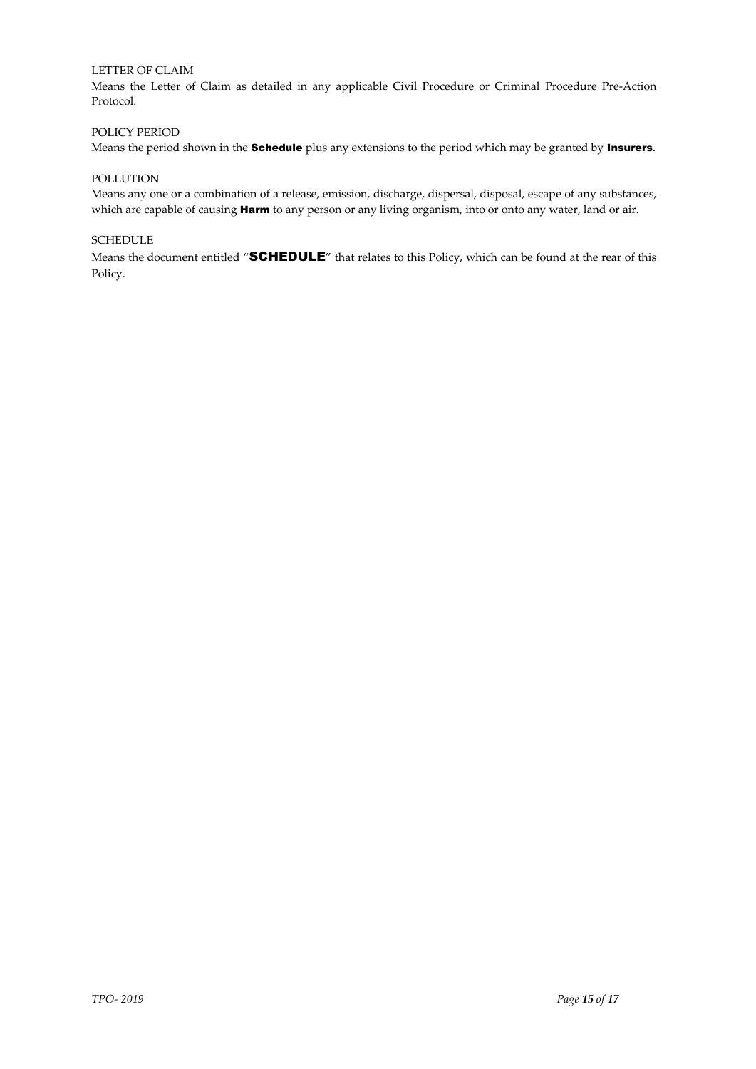LETTER OF CLAIM

Means the Letter of Claim as detailed in any applicable Civil Procedure or Criminal Procedure Pre-Action Protocol.

POLICY PERIOD

Means the period shown in the **Schedule** plus any extensions to the period which may be granted by **Insurers**.

POLLUTION

Means any one or a combination of a release, emission, discharge, dispersal, disposal, escape of any substances, which are capable of causing **Harm** to any person or any living organism, into or onto any water, land or air.

SCHEDULE

Means the document entitled "**SCHEDULE**" that relates to this Policy, which can be found at the rear of this Policy.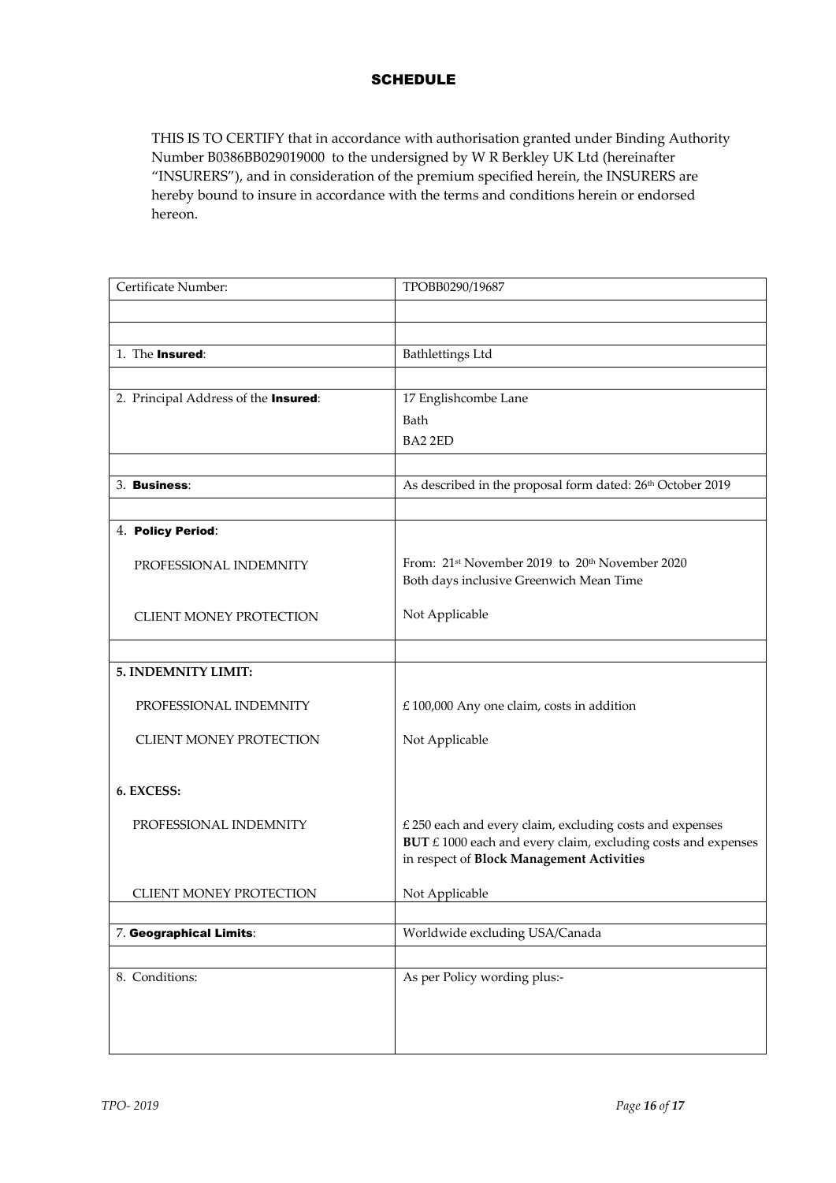# SCHEDULE

THIS IS TO CERTIFY that in accordance with authorisation granted under Binding Authority Number B0386BB029019000 to the undersigned by W R Berkley UK Ltd (hereinafter "INSURERS"), and in consideration of the premium specified herein, the INSURERS are hereby bound to insure in accordance with the terms and conditions herein or endorsed hereon.

| Certificate Number: | TPOBB0290/19687 |
|---|---|
| | |
| | |
| 1. The **Insured**: | Bathlettings Ltd |
| | |
| 2. Principal Address of the **Insured**: | 17 Englishcombe Lane<br>Bath<br>BA2 2ED |
| | |
| 3. **Business**: | As described in the proposal form dated: 26th October 2019 |
| | |
| 4. **Policy Period**:<br><br>PROFESSIONAL INDEMNITY<br><br>CLIENT MONEY PROTECTION | <br><br>From: 21st November 2019 to 20th November 2020<br>Both days inclusive Greenwich Mean Time<br><br>Not Applicable |
| | |
| **5. INDEMNITY LIMIT:**<br><br>PROFESSIONAL INDEMNITY<br><br>CLIENT MONEY PROTECTION<br><br>**6. EXCESS:**<br><br>PROFESSIONAL INDEMNITY<br><br>CLIENT MONEY PROTECTION | <br><br>£ 100,000 Any one claim, costs in addition<br><br>Not Applicable<br><br><br><br>£ 250 each and every claim, excluding costs and expenses<br>**BUT** £ 1000 each and every claim, excluding costs and expenses in respect of **Block Management Activities**<br><br>Not Applicable |
| | |
| 7. **Geographical Limits**: | Worldwide excluding USA/Canada |
| | |
| 8. Conditions: | As per Policy wording plus:- |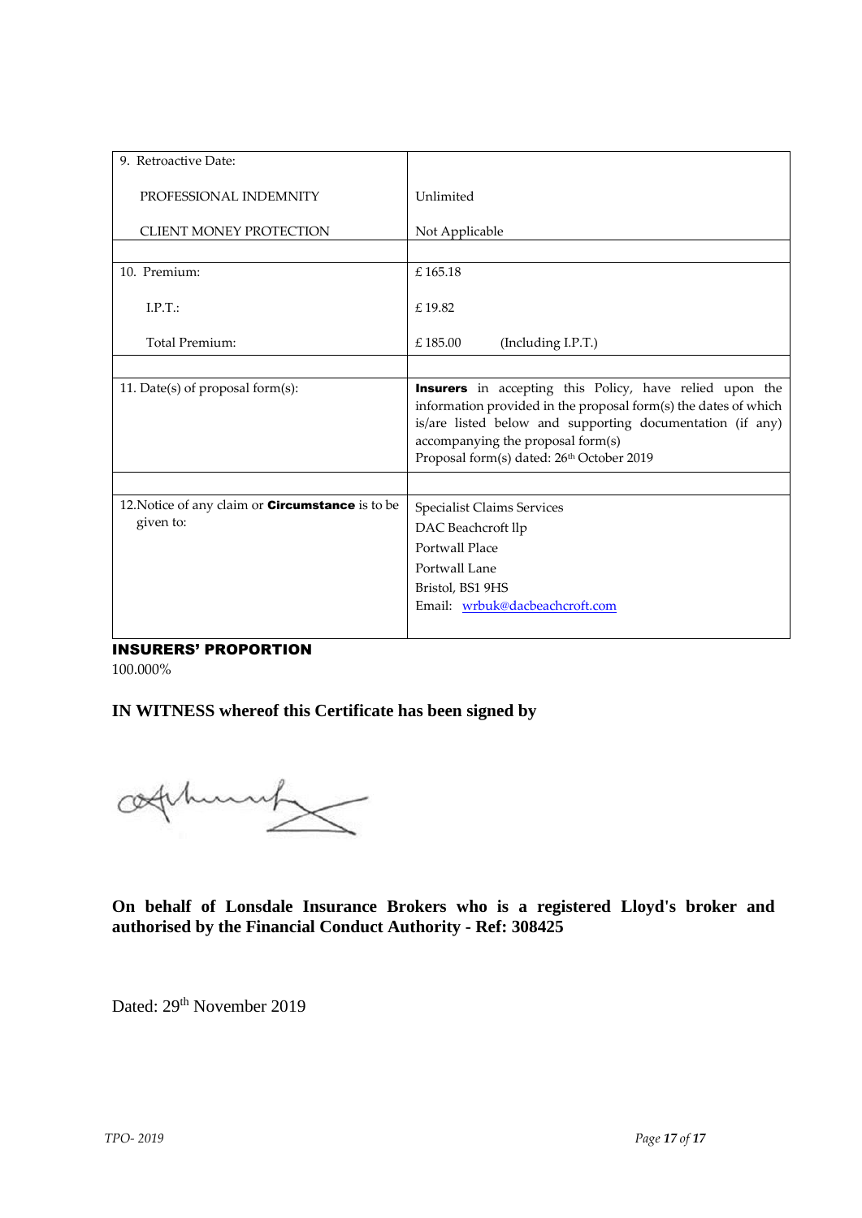| | |
|---|---|
| 9. Retroactive Date: | |
| PROFESSIONAL INDEMNITY | Unlimited |
| CLIENT MONEY PROTECTION | Not Applicable |
| | |
| 10. Premium: | £ 165.18 |
| I.P.T.: | £ 19.82 |
| Total Premium: | £ 185.00 (Including I.P.T.) |
| | |
| 11. Date(s) of proposal form(s): | **Insurers** in accepting this Policy, have relied upon the information provided in the proposal form(s) the dates of which is/are listed below and supporting documentation (if any) accompanying the proposal form(s)<br>Proposal form(s) dated: 26th October 2019 |
| | |
| 12.Notice of any claim or **Circumstance** is to be given to: | Specialist Claims Services<br>DAC Beachcroft llp<br>Portwall Place<br>Portwall Lane<br>Bristol, BS1 9HS<br>Email: wrbuk@dacbeachcroft.com |

**INSURERS' PROPORTION**

100.000%

**IN WITNESS whereof this Certificate has been signed by**

**On behalf of Lonsdale Insurance Brokers who is a registered Lloyd's broker and authorised by the Financial Conduct Authority - Ref: 308425**

Dated: 29th November 2019